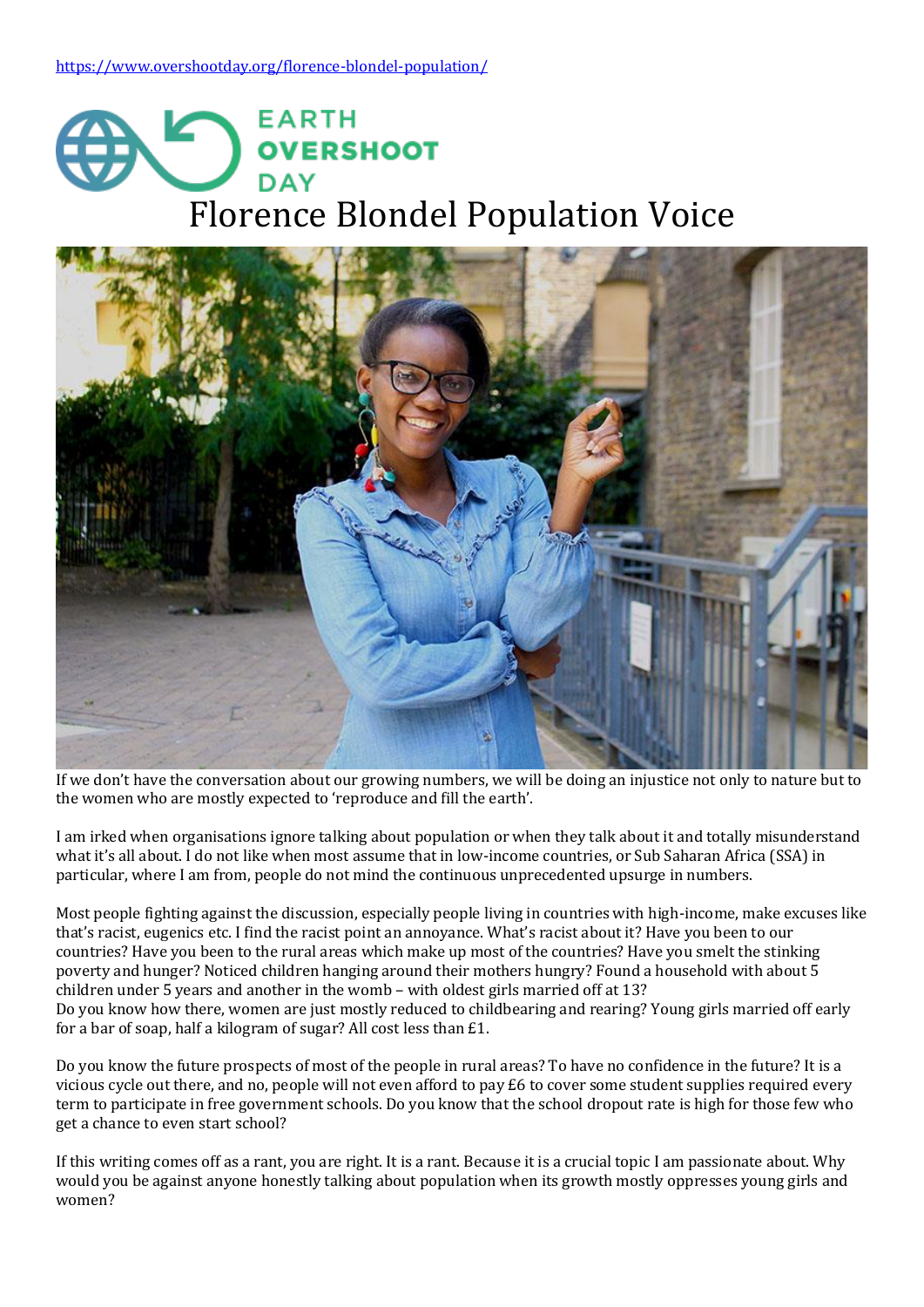https://www.overshootday.org/florence-blondel-population/

EARTH OVERSHOOT DAY

# Florence Blondel Population Voice

If we don't have the conversation about our growing numbers, we will be doing an injustice not only to nature but to the women who are mostly expected to 'reproduce and fill the earth'.

I am irked when organisations ignore talking about population or when they talk about it and totally misunderstand what it's all about. I do not like when most assume that in low-income countries, or Sub Saharan Africa (SSA) in particular, where I am from, people do not mind the continuous unprecedented upsurge in numbers.

Most people fighting against the discussion, especially people living in countries with high-income, make excuses like that's racist, eugenics etc. I find the racist point an annoyance. What's racist about it? Have you been to our countries? Have you been to the rural areas which make up most of the countries? Have you smelt the stinking poverty and hunger? Noticed children hanging around their mothers hungry? Found a household with about 5 children under 5 years and another in the womb – with oldest girls married off at 13?
Do you know how there, women are just mostly reduced to childbearing and rearing? Young girls married off early for a bar of soap, half a kilogram of sugar? All cost less than £1.

Do you know the future prospects of most of the people in rural areas? To have no confidence in the future? It is a vicious cycle out there, and no, people will not even afford to pay £6 to cover some student supplies required every term to participate in free government schools. Do you know that the school dropout rate is high for those few who get a chance to even start school?

If this writing comes off as a rant, you are right. It is a rant. Because it is a crucial topic I am passionate about. Why would you be against anyone honestly talking about population when its growth mostly oppresses young girls and women?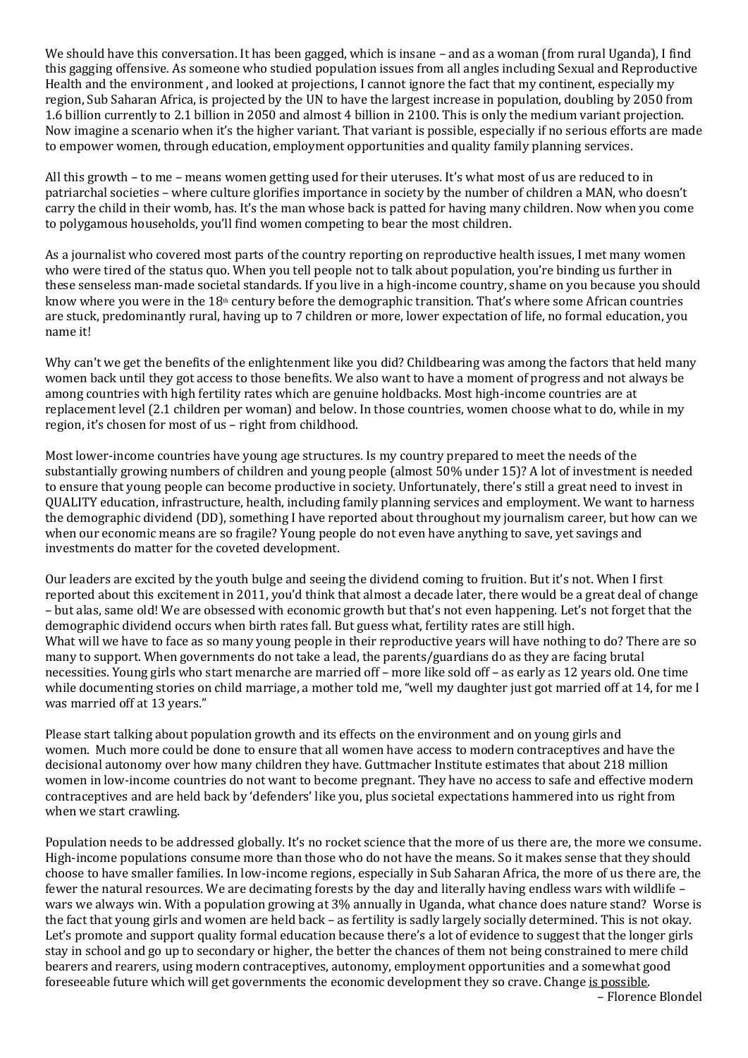We should have this conversation. It has been gagged, which is insane – and as a woman (from rural Uganda), I find this gagging offensive. As someone who studied population issues from all angles including Sexual and Reproductive Health and the environment , and looked at projections, I cannot ignore the fact that my continent, especially my region, Sub Saharan Africa, is projected by the UN to have the largest increase in population, doubling by 2050 from 1.6 billion currently to 2.1 billion in 2050 and almost 4 billion in 2100. This is only the medium variant projection. Now imagine a scenario when it's the higher variant. That variant is possible, especially if no serious efforts are made to empower women, through education, employment opportunities and quality family planning services.

All this growth – to me – means women getting used for their uteruses. It's what most of us are reduced to in patriarchal societies – where culture glorifies importance in society by the number of children a MAN, who doesn't carry the child in their womb, has. It's the man whose back is patted for having many children. Now when you come to polygamous households, you'll find women competing to bear the most children.

As a journalist who covered most parts of the country reporting on reproductive health issues, I met many women who were tired of the status quo. When you tell people not to talk about population, you're binding us further in these senseless man-made societal standards. If you live in a high-income country, shame on you because you should know where you were in the 18th century before the demographic transition. That's where some African countries are stuck, predominantly rural, having up to 7 children or more, lower expectation of life, no formal education, you name it!

Why can't we get the benefits of the enlightenment like you did? Childbearing was among the factors that held many women back until they got access to those benefits. We also want to have a moment of progress and not always be among countries with high fertility rates which are genuine holdbacks. Most high-income countries are at replacement level (2.1 children per woman) and below. In those countries, women choose what to do, while in my region, it's chosen for most of us – right from childhood.

Most lower-income countries have young age structures. Is my country prepared to meet the needs of the substantially growing numbers of children and young people (almost 50% under 15)? A lot of investment is needed to ensure that young people can become productive in society. Unfortunately, there's still a great need to invest in QUALITY education, infrastructure, health, including family planning services and employment. We want to harness the demographic dividend (DD), something I have reported about throughout my journalism career, but how can we when our economic means are so fragile? Young people do not even have anything to save, yet savings and investments do matter for the coveted development.

Our leaders are excited by the youth bulge and seeing the dividend coming to fruition. But it's not. When I first reported about this excitement in 2011, you'd think that almost a decade later, there would be a great deal of change – but alas, same old! We are obsessed with economic growth but that's not even happening. Let's not forget that the demographic dividend occurs when birth rates fall. But guess what, fertility rates are still high.
What will we have to face as so many young people in their reproductive years will have nothing to do? There are so many to support. When governments do not take a lead, the parents/guardians do as they are facing brutal necessities. Young girls who start menarche are married off – more like sold off – as early as 12 years old. One time while documenting stories on child marriage, a mother told me, "well my daughter just got married off at 14, for me I was married off at 13 years."

Please start talking about population growth and its effects on the environment and on young girls and women. Much more could be done to ensure that all women have access to modern contraceptives and have the decisional autonomy over how many children they have. Guttmacher Institute estimates that about 218 million women in low-income countries do not want to become pregnant. They have no access to safe and effective modern contraceptives and are held back by 'defenders' like you, plus societal expectations hammered into us right from when we start crawling.

Population needs to be addressed globally. It's no rocket science that the more of us there are, the more we consume. High-income populations consume more than those who do not have the means. So it makes sense that they should choose to have smaller families. In low-income regions, especially in Sub Saharan Africa, the more of us there are, the fewer the natural resources. We are decimating forests by the day and literally having endless wars with wildlife – wars we always win. With a population growing at 3% annually in Uganda, what chance does nature stand? Worse is the fact that young girls and women are held back – as fertility is sadly largely socially determined. This is not okay. Let's promote and support quality formal education because there's a lot of evidence to suggest that the longer girls stay in school and go up to secondary or higher, the better the chances of them not being constrained to mere child bearers and rearers, using modern contraceptives, autonomy, employment opportunities and a somewhat good foreseeable future which will get governments the economic development they so crave. Change is possible.

– Florence Blondel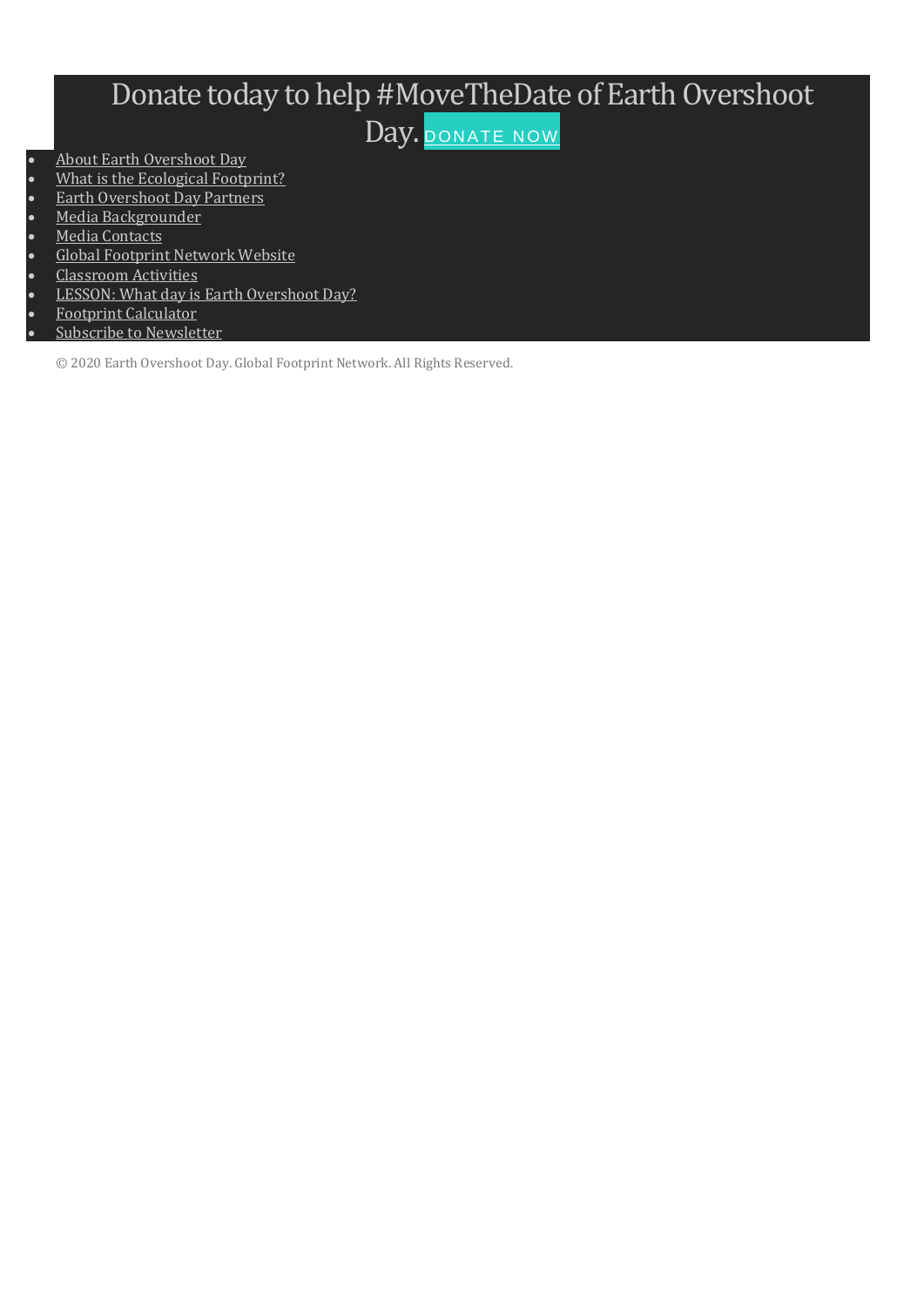Donate today to help #MoveTheDate of Earth Overshoot Day. DONATE NOW

- About Earth Overshoot Day
- What is the Ecological Footprint?
- Earth Overshoot Day Partners
- Media Backgrounder
- Media Contacts
- Global Footprint Network Website
- Classroom Activities
- LESSON: What day is Earth Overshoot Day?
- Footprint Calculator
- Subscribe to Newsletter

© 2020 Earth Overshoot Day. Global Footprint Network. All Rights Reserved.